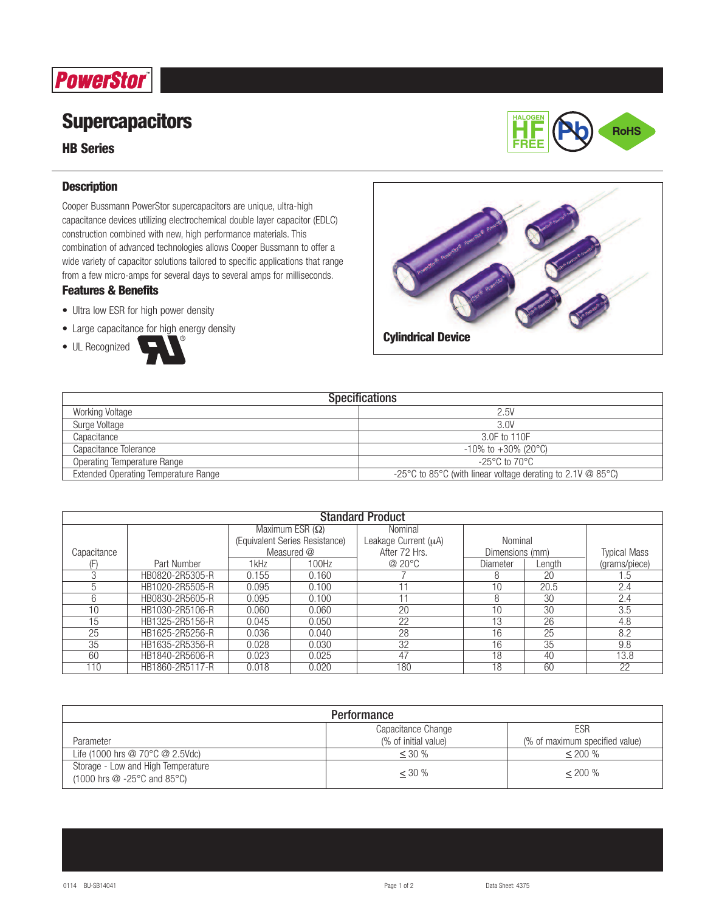PowerStor

# Supercapacitors

## HB Series

### Description

Cooper Bussmann PowerStor supercapacitors are unique, ultra-high capacitance devices utilizing electrochemical double layer capacitor (EDLC) construction combined with new, high performance materials. This combination of advanced technologies allows Cooper Bussmann to offer a wide variety of capacitor solutions tailored to specific applications that range from a few micro-amps for several days to several amps for milliseconds.

### Features & Benefits

- Ultra low ESR for high power density
- Large capacitance for high energy density
- UL Recognized

Cylindrical Device

| Specifications | |
|---|---|
| Working Voltage | 2.5V |
| Surge Voltage | 3.0V |
| Capacitance | 3.0F to 110F |
| Capacitance Tolerance | -10% to +30% (20°C) |
| Operating Temperature Range | -25°C to 70°C |
| Extended Operating Temperature Range | -25°C to 85°C (with linear voltage derating to 2.1V @ 85°C) |

**Standard Product**

| Capacitance (F) | Part Number | Maximum ESR (Ω) (Equivalent Series Resistance) Measured @ | | Nominal Leakage Current (μA) After 72 Hrs. @ 20°C | Nominal Dimensions (mm) | | Typical Mass (grams/piece) |
|---|---|---|---|---|---|---|---|
| | | 1kHz | 100Hz | | Diameter | Length | |
| 3 | HB0820-2R5305-R | 0.155 | 0.160 | 7 | 8 | 20 | 1.5 |
| 5 | HB1020-2R5505-R | 0.095 | 0.100 | 11 | 10 | 20.5 | 2.4 |
| 6 | HB0830-2R5605-R | 0.095 | 0.100 | 11 | 8 | 30 | 2.4 |
| 10 | HB1030-2R5106-R | 0.060 | 0.060 | 20 | 10 | 30 | 3.5 |
| 15 | HB1325-2R5156-R | 0.045 | 0.050 | 22 | 13 | 26 | 4.8 |
| 25 | HB1625-2R5256-R | 0.036 | 0.040 | 28 | 16 | 25 | 8.2 |
| 35 | HB1635-2R5356-R | 0.028 | 0.030 | 32 | 16 | 35 | 9.8 |
| 60 | HB1840-2R5606-R | 0.023 | 0.025 | 47 | 18 | 40 | 13.8 |
| 110 | HB1860-2R5117-R | 0.018 | 0.020 | 180 | 18 | 60 | 22 |

**Performance**

| Parameter | Capacitance Change (% of initial value) | ESR (% of maximum specified value) |
|---|---|---|
| Life (1000 hrs @ 70°C @ 2.5Vdc) | ≤ 30 % | ≤ 200 % |
| Storage - Low and High Temperature (1000 hrs @ -25°C and 85°C) | ≤ 30 % | ≤ 200 % |

0114 BU-SB14041 Data Sheet: 4375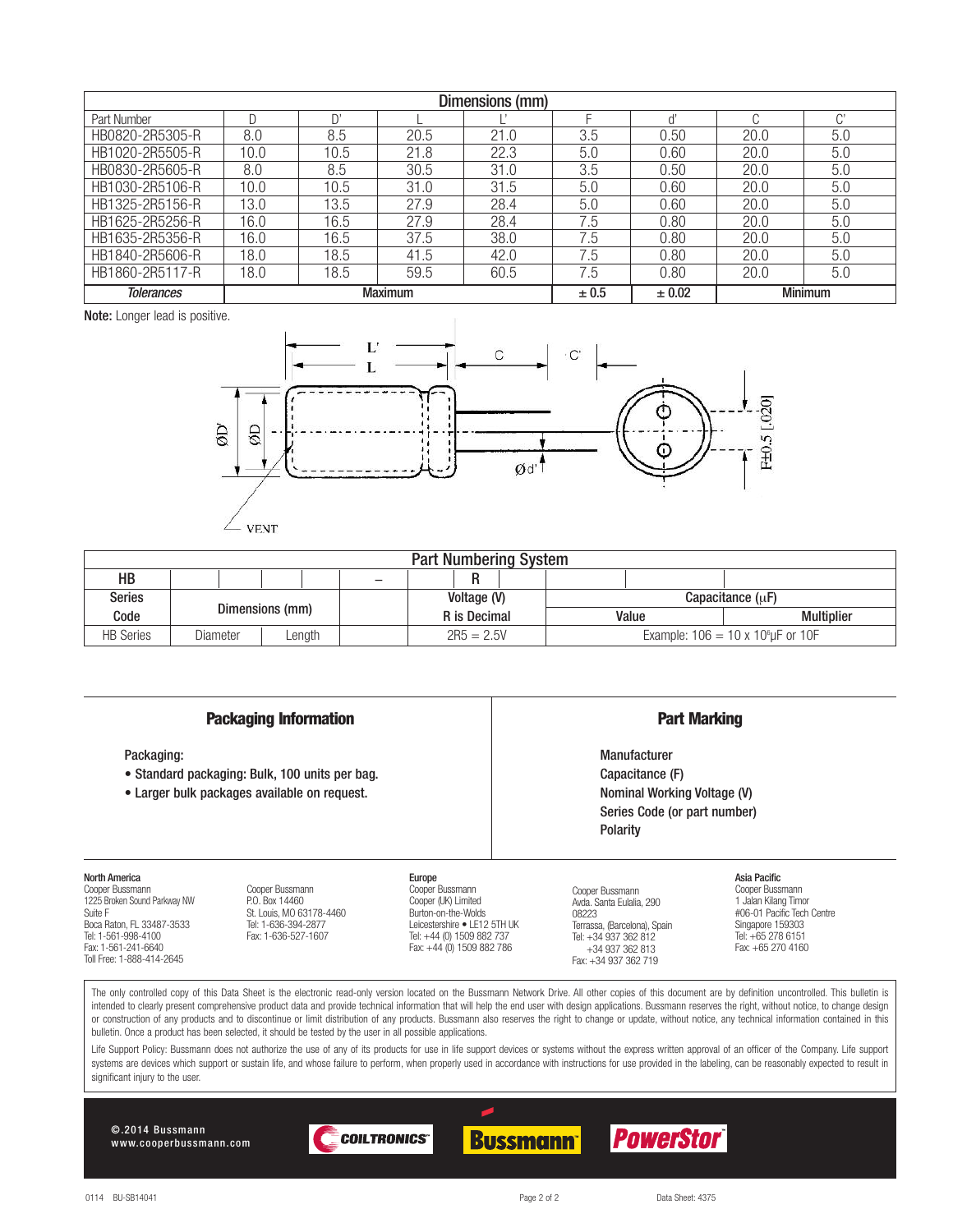| Dimensions (mm) | | | | | | | | |
|---|---|---|---|---|---|---|---|---|
| Part Number | D | D' | L | L' | F | d' | C | C' |
| HB0820-2R5305-R | 8.0 | 8.5 | 20.5 | 21.0 | 3.5 | 0.50 | 20.0 | 5.0 |
| HB1020-2R5505-R | 10.0 | 10.5 | 21.8 | 22.3 | 5.0 | 0.60 | 20.0 | 5.0 |
| HB0830-2R5605-R | 8.0 | 8.5 | 30.5 | 31.0 | 3.5 | 0.50 | 20.0 | 5.0 |
| HB1030-2R5106-R | 10.0 | 10.5 | 31.0 | 31.5 | 5.0 | 0.60 | 20.0 | 5.0 |
| HB1325-2R5156-R | 13.0 | 13.5 | 27.9 | 28.4 | 5.0 | 0.60 | 20.0 | 5.0 |
| HB1625-2R5256-R | 16.0 | 16.5 | 27.9 | 28.4 | 7.5 | 0.80 | 20.0 | 5.0 |
| HB1635-2R5356-R | 16.0 | 16.5 | 37.5 | 38.0 | 7.5 | 0.80 | 20.0 | 5.0 |
| HB1840-2R5606-R | 18.0 | 18.5 | 41.5 | 42.0 | 7.5 | 0.80 | 20.0 | 5.0 |
| HB1860-2R5117-R | 18.0 | 18.5 | 59.5 | 60.5 | 7.5 | 0.80 | 20.0 | 5.0 |
| *Tolerances* | Maximum | | | | ± 0.5 | ± 0.02 | Minimum | |

**Note:** Longer lead is positive.

L'
L
C
C'
ØD'
ØD
Ød'
F±0.5 [.020]
VENT

| Part Numbering System | | | | | | | | |
|---|---|---|---|---|---|---|---|---|
| HB | | | | – | R | | | |
| Series Code | Dimensions (mm) | | | | Voltage (V) R is Decimal | | Capacitance (μF) | |
| | | | | | | | Value | Multiplier |
| HB Series | Diameter | | Length | | 2R5 = 2.5V | | Example: 106 = 10 x $10^6$μF or 10F | |

## Packaging Information

Packaging:

- Standard packaging: Bulk, 100 units per bag.
- Larger bulk packages available on request.

## Part Marking

Manufacturer
Capacitance (F)
Nominal Working Voltage (V)
Series Code (or part number)
Polarity

**North America**
Cooper Bussmann
1225 Broken Sound Parkway NW
Suite F
Boca Raton, FL 33487-3533
Tel: 1-561-998-4100
Fax: 1-561-241-6640
Toll Free: 1-888-414-2645

Cooper Bussmann
P.O. Box 14460
St. Louis, MO 63178-4460
Tel: 1-636-394-2877
Fax: 1-636-527-1607

**Europe**
Cooper Bussmann
Cooper (UK) Limited
Burton-on-the-Wolds
Leicestershire • LE12 5TH UK
Tel: +44 (0) 1509 882 737
Fax: +44 (0) 1509 882 786

Cooper Bussmann
Avda. Santa Eulalia, 290
08223
Terrassa, (Barcelona), Spain
Tel: +34 937 362 812
+34 937 362 813
Fax: +34 937 362 719

**Asia Pacific**
Cooper Bussmann
1 Jalan Kilang Timor
#06-01 Pacific Tech Centre
Singapore 159303
Tel: +65 278 6151
Fax: +65 270 4160

The only controlled copy of this Data Sheet is the electronic read-only version located on the Bussmann Network Drive. All other copies of this document are by definition uncontrolled. This bulletin is intended to clearly present comprehensive product data and provide technical information that will help the end user with design applications. Bussmann reserves the right, without notice, to change design or construction of any products and to discontinue or limit distribution of any products. Bussmann also reserves the right to change or update, without notice, any technical information contained in this bulletin. Once a product has been selected, it should be tested by the user in all possible applications.

Life Support Policy: Bussmann does not authorize the use of any of its products for use in life support devices or systems without the express written approval of an officer of the Company. Life support systems are devices which support or sustain life, and whose failure to perform, when properly used in accordance with instructions for use provided in the labeling, can be reasonably expected to result in significant injury to the user.

©.2014 Bussmann
www.cooperbussmann.com

COILTRONICS Bussmann PowerStor

0114 BU-SB14041 Data Sheet: 4375